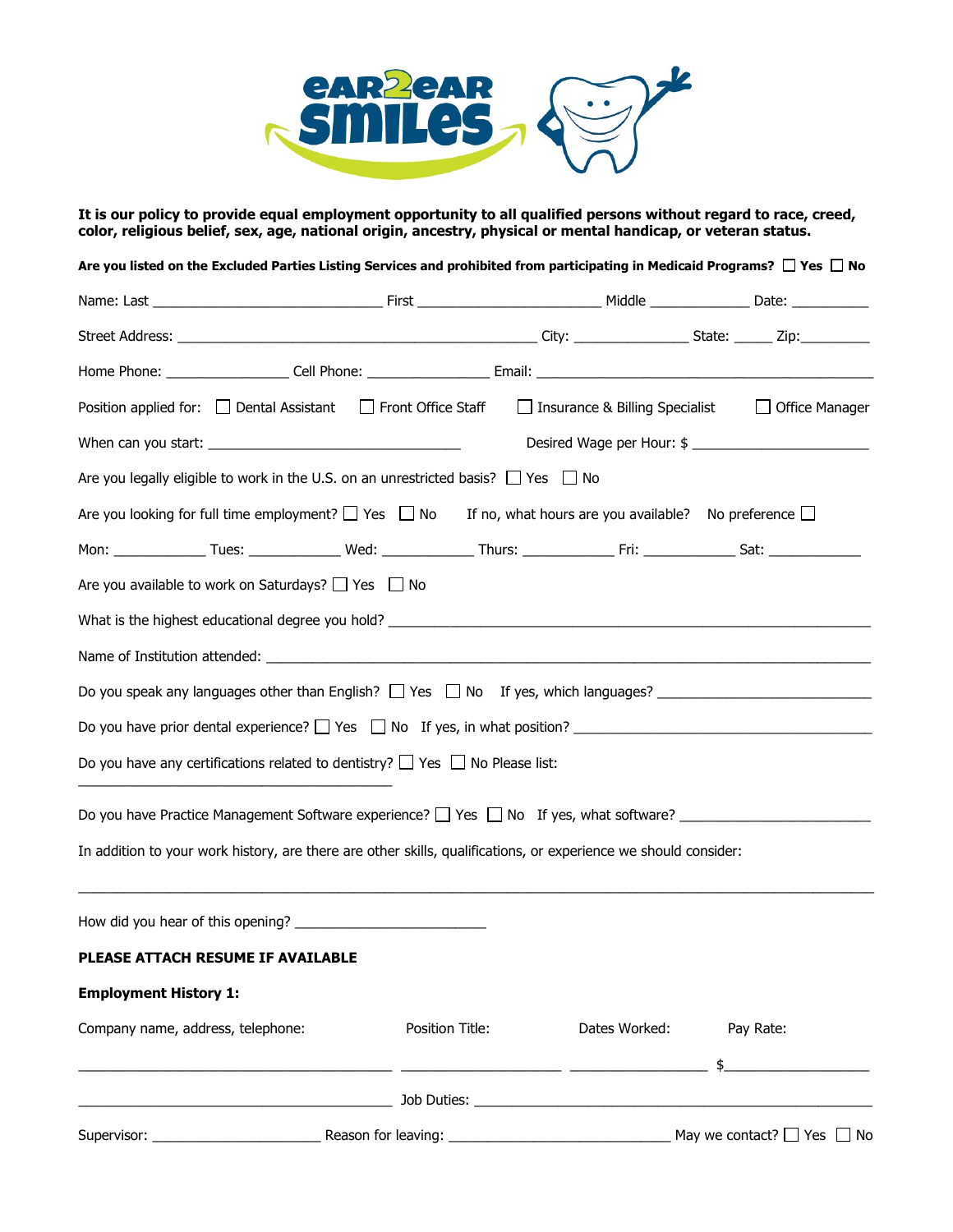**It is our policy to provide equal employment opportunity to all qualified persons without regard to race, creed, color, religious belief, sex, age, national origin, ancestry, physical or mental handicap, or veteran status.**

**Are you listed on the Excluded Parties Listing Services and prohibited from participating in Medicaid Programs?** ☐ **Yes** ☐ **No**

Name: Last ____________________________ First ______________________ Middle ____________ Date: __________

Street Address: ____________________________________________ City: ______________ State: _____ Zip:_________

Home Phone: _______________ Cell Phone: _______________ Email: ___________________________________________

Position applied for: ☐ Dental Assistant ☐ Front Office Staff ☐ Insurance & Billing Specialist ☐ Office Manager

When can you start: _______________________________ Desired Wage per Hour: $ _____________________

Are you legally eligible to work in the U.S. on an unrestricted basis? ☐ Yes ☐ No

Are you looking for full time employment? ☐ Yes ☐ No If no, what hours are you available? No preference ☐

Mon: ___________ Tues: ___________ Wed: ___________ Thurs: ___________ Fri: ___________ Sat: ___________

Are you available to work on Saturdays? ☐ Yes ☐ No

What is the highest educational degree you hold? ___________________________________________________________

Name of Institution attended: _______________________________________________________________________

Do you speak any languages other than English? ☐ Yes ☐ No If yes, which languages? __________________________

Do you have prior dental experience? ☐ Yes ☐ No If yes, in what position? ____________________________________

Do you have any certifications related to dentistry? ☐ Yes ☐ No Please list: _______________________________________

Do you have Practice Management Software experience? ☐ Yes ☐ No If yes, what software? ______________________

In addition to your work history, are there are other skills, qualifications, or experience we should consider:

_____________________________________________________________________________________________

How did you hear of this opening? _______________________

**PLEASE ATTACH RESUME IF AVAILABLE**

**Employment History 1:**

| Company name, address, telephone: | Position Title: | Dates Worked: | Pay Rate: |
|---|---|---|---|
| ______________________________________ | ____________________ | _________________ | $___________________ |

______________________________________ Job Duties: _____________________________________________________

Supervisor: _____________________ Reason for leaving: ___________________________ May we contact? ☐ Yes ☐ No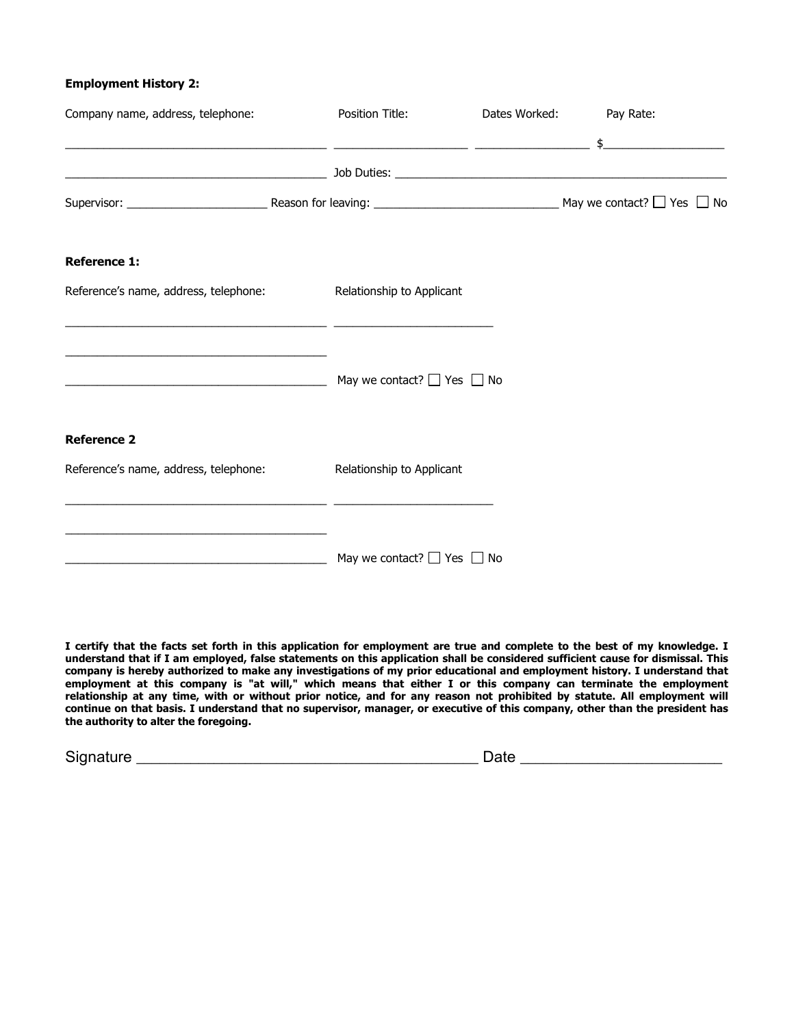**Employment History 2:**

Company name, address, telephone: Position Title: Dates Worked: Pay Rate:

\_\_\_\_\_\_\_\_\_\_\_\_\_\_\_\_\_\_\_\_\_\_\_\_\_\_\_\_\_\_\_\_\_\_\_\_\_\_\_\_ \_\_\_\_\_\_\_\_\_\_\_\_\_\_\_\_\_\_\_\_\_ \_\_\_\_\_\_\_\_\_\_\_\_\_\_\_\_\_\_ $\_\_\_\_\_\_\_\_\_\_\_\_\_\_\_\_\_\_\_

\_\_\_\_\_\_\_\_\_\_\_\_\_\_\_\_\_\_\_\_\_\_\_\_\_\_\_\_\_\_\_\_\_\_\_\_\_\_\_\_ Job Duties: \_\_\_\_\_\_\_\_\_\_\_\_\_\_\_\_\_\_\_\_\_\_\_\_\_\_\_\_\_\_\_\_\_\_\_\_\_\_\_\_\_\_\_\_\_\_\_\_\_\_

Supervisor: \_\_\_\_\_\_\_\_\_\_\_\_\_\_\_\_\_\_\_\_\_\_ Reason for leaving: \_\_\_\_\_\_\_\_\_\_\_\_\_\_\_\_\_\_\_\_\_\_\_\_\_\_\_\_\_\_ May we contact? ☐ Yes ☐ No

**Reference 1:**

Reference's name, address, telephone: Relationship to Applicant

\_\_\_\_\_\_\_\_\_\_\_\_\_\_\_\_\_\_\_\_\_\_\_\_\_\_\_\_\_\_\_\_\_\_\_\_\_\_\_\_ \_\_\_\_\_\_\_\_\_\_\_\_\_\_\_\_\_\_\_\_\_\_\_\_\_

\_\_\_\_\_\_\_\_\_\_\_\_\_\_\_\_\_\_\_\_\_\_\_\_\_\_\_\_\_\_\_\_\_\_\_\_\_\_\_\_

\_\_\_\_\_\_\_\_\_\_\_\_\_\_\_\_\_\_\_\_\_\_\_\_\_\_\_\_\_\_\_\_\_\_\_\_\_\_\_\_ May we contact? ☐ Yes ☐ No

**Reference 2**

Reference's name, address, telephone: Relationship to Applicant

\_\_\_\_\_\_\_\_\_\_\_\_\_\_\_\_\_\_\_\_\_\_\_\_\_\_\_\_\_\_\_\_\_\_\_\_\_\_\_\_ \_\_\_\_\_\_\_\_\_\_\_\_\_\_\_\_\_\_\_\_\_\_\_\_\_

\_\_\_\_\_\_\_\_\_\_\_\_\_\_\_\_\_\_\_\_\_\_\_\_\_\_\_\_\_\_\_\_\_\_\_\_\_\_\_\_

\_\_\_\_\_\_\_\_\_\_\_\_\_\_\_\_\_\_\_\_\_\_\_\_\_\_\_\_\_\_\_\_\_\_\_\_\_\_\_\_ May we contact? ☐ Yes ☐ No

**I certify that the facts set forth in this application for employment are true and complete to the best of my knowledge. I understand that if I am employed, false statements on this application shall be considered sufficient cause for dismissal. This company is hereby authorized to make any investigations of my prior educational and employment history. I understand that employment at this company is "at will," which means that either I or this company can terminate the employment relationship at any time, with or without prior notice, and for any reason not prohibited by statute. All employment will continue on that basis. I understand that no supervisor, manager, or executive of this company, other than the president has the authority to alter the foregoing.**

Signature \_\_\_\_\_\_\_\_\_\_\_\_\_\_\_\_\_\_\_\_\_\_\_\_\_\_\_\_\_\_\_\_\_\_\_\_\_\_\_\_\_\_ Date \_\_\_\_\_\_\_\_\_\_\_\_\_\_\_\_\_\_\_\_\_\_\_\_\_